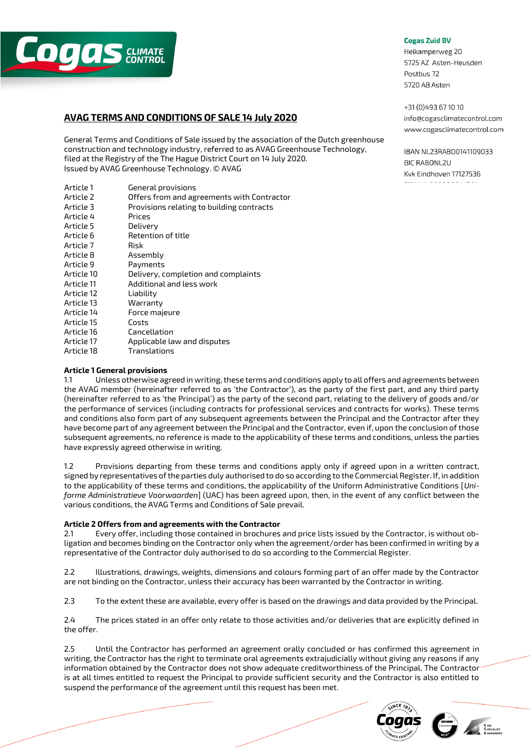Cogas Zuid BV
Heikamperweg 20
5725 AZ Asten-Heusden
Postbus 72
5720 AB Asten

+31 (0)493 67 10 10
info@cogasclimatecontrol.com
www.cogasclimatecontrol.com

IBAN NL23RABO0141109033
BIC RABONL2U
Kvk Eindhoven 17127536

# AVAG TERMS AND CONDITIONS OF SALE 14 July 2020

General Terms and Conditions of Sale issued by the association of the Dutch greenhouse construction and technology industry, referred to as AVAG Greenhouse Technology, filed at the Registry of the The Hague District Court on 14 July 2020.
Issued by AVAG Greenhouse Technology. © AVAG

| | |
|---|---|
| Article 1 | General provisions |
| Article 2 | Offers from and agreements with Contractor |
| Article 3 | Provisions relating to building contracts |
| Article 4 | Prices |
| Article 5 | Delivery |
| Article 6 | Retention of title |
| Article 7 | Risk |
| Article 8 | Assembly |
| Article 9 | Payments |
| Article 10 | Delivery, completion and complaints |
| Article 11 | Additional and less work |
| Article 12 | Liability |
| Article 13 | Warranty |
| Article 14 | Force majeure |
| Article 15 | Costs |
| Article 16 | Cancellation |
| Article 17 | Applicable law and disputes |
| Article 18 | Translations |

**Article 1 General provisions**

1.1 Unless otherwise agreed in writing, these terms and conditions apply to all offers and agreements between the AVAG member (hereinafter referred to as 'the Contractor'), as the party of the first part, and any third party (hereinafter referred to as 'the Principal') as the party of the second part, relating to the delivery of goods and/or the performance of services (including contracts for professional services and contracts for works). These terms and conditions also form part of any subsequent agreements between the Principal and the Contractor after they have become part of any agreement between the Principal and the Contractor, even if, upon the conclusion of those subsequent agreements, no reference is made to the applicability of these terms and conditions, unless the parties have expressly agreed otherwise in writing.

1.2 Provisions departing from these terms and conditions apply only if agreed upon in a written contract, signed by representatives of the parties duly authorised to do so according to the Commercial Register. If, in addition to the applicability of these terms and conditions, the applicability of the Uniform Administrative Conditions [*Uniforme Administratieve Voorwaarden*] (UAC) has been agreed upon, then, in the event of any conflict between the various conditions, the AVAG Terms and Conditions of Sale prevail.

**Article 2 Offers from and agreements with the Contractor**

2.1 Every offer, including those contained in brochures and price lists issued by the Contractor, is without obligation and becomes binding on the Contractor only when the agreement/order has been confirmed in writing by a representative of the Contractor duly authorised to do so according to the Commercial Register.

2.2 Illustrations, drawings, weights, dimensions and colours forming part of an offer made by the Contractor are not binding on the Contractor, unless their accuracy has been warranted by the Contractor in writing.

2.3 To the extent these are available, every offer is based on the drawings and data provided by the Principal.

2.4 The prices stated in an offer only relate to those activities and/or deliveries that are explicitly defined in the offer.

2.5 Until the Contractor has performed an agreement orally concluded or has confirmed this agreement in writing, the Contractor has the right to terminate oral agreements extrajudicially without giving any reasons if any information obtained by the Contractor does not show adequate creditworthiness of the Principal. The Contractor is at all times entitled to request the Principal to provide sufficient security and the Contractor is also entitled to suspend the performance of the agreement until this request has been met.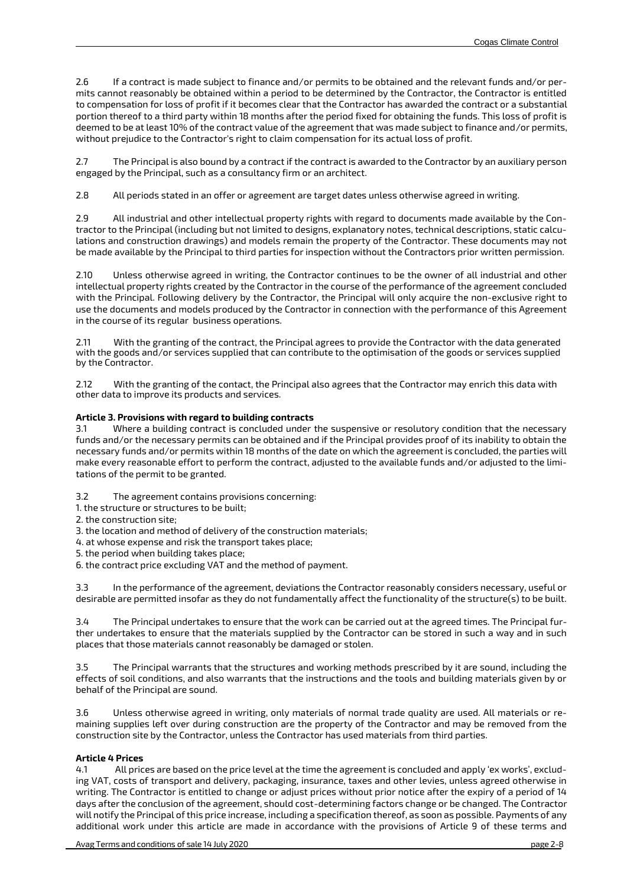2.6 If a contract is made subject to finance and/or permits to be obtained and the relevant funds and/or permits cannot reasonably be obtained within a period to be determined by the Contractor, the Contractor is entitled to compensation for loss of profit if it becomes clear that the Contractor has awarded the contract or a substantial portion thereof to a third party within 18 months after the period fixed for obtaining the funds. This loss of profit is deemed to be at least 10% of the contract value of the agreement that was made subject to finance and/or permits, without prejudice to the Contractor's right to claim compensation for its actual loss of profit.

2.7 The Principal is also bound by a contract if the contract is awarded to the Contractor by an auxiliary person engaged by the Principal, such as a consultancy firm or an architect.

2.8 All periods stated in an offer or agreement are target dates unless otherwise agreed in writing.

2.9 All industrial and other intellectual property rights with regard to documents made available by the Contractor to the Principal (including but not limited to designs, explanatory notes, technical descriptions, static calculations and construction drawings) and models remain the property of the Contractor. These documents may not be made available by the Principal to third parties for inspection without the Contractors prior written permission.

2.10 Unless otherwise agreed in writing, the Contractor continues to be the owner of all industrial and other intellectual property rights created by the Contractor in the course of the performance of the agreement concluded with the Principal. Following delivery by the Contractor, the Principal will only acquire the non-exclusive right to use the documents and models produced by the Contractor in connection with the performance of this Agreement in the course of its regular business operations.

2.11 With the granting of the contract, the Principal agrees to provide the Contractor with the data generated with the goods and/or services supplied that can contribute to the optimisation of the goods or services supplied by the Contractor.

2.12 With the granting of the contact, the Principal also agrees that the Contractor may enrich this data with other data to improve its products and services.

**Article 3. Provisions with regard to building contracts**

3.1 Where a building contract is concluded under the suspensive or resolutory condition that the necessary funds and/or the necessary permits can be obtained and if the Principal provides proof of its inability to obtain the necessary funds and/or permits within 18 months of the date on which the agreement is concluded, the parties will make every reasonable effort to perform the contract, adjusted to the available funds and/or adjusted to the limitations of the permit to be granted.

3.2 The agreement contains provisions concerning:

1. the structure or structures to be built;
2. the construction site;
3. the location and method of delivery of the construction materials;
4. at whose expense and risk the transport takes place;
5. the period when building takes place;
6. the contract price excluding VAT and the method of payment.

3.3 In the performance of the agreement, deviations the Contractor reasonably considers necessary, useful or desirable are permitted insofar as they do not fundamentally affect the functionality of the structure(s) to be built.

3.4 The Principal undertakes to ensure that the work can be carried out at the agreed times. The Principal further undertakes to ensure that the materials supplied by the Contractor can be stored in such a way and in such places that those materials cannot reasonably be damaged or stolen.

3.5 The Principal warrants that the structures and working methods prescribed by it are sound, including the effects of soil conditions, and also warrants that the instructions and the tools and building materials given by or behalf of the Principal are sound.

3.6 Unless otherwise agreed in writing, only materials of normal trade quality are used. All materials or remaining supplies left over during construction are the property of the Contractor and may be removed from the construction site by the Contractor, unless the Contractor has used materials from third parties.

**Article 4 Prices**

4.1 All prices are based on the price level at the time the agreement is concluded and apply 'ex works', excluding VAT, costs of transport and delivery, packaging, insurance, taxes and other levies, unless agreed otherwise in writing. The Contractor is entitled to change or adjust prices without prior notice after the expiry of a period of 14 days after the conclusion of the agreement, should cost-determining factors change or be changed. The Contractor will notify the Principal of this price increase, including a specification thereof, as soon as possible. Payments of any additional work under this article are made in accordance with the provisions of Article 9 of these terms and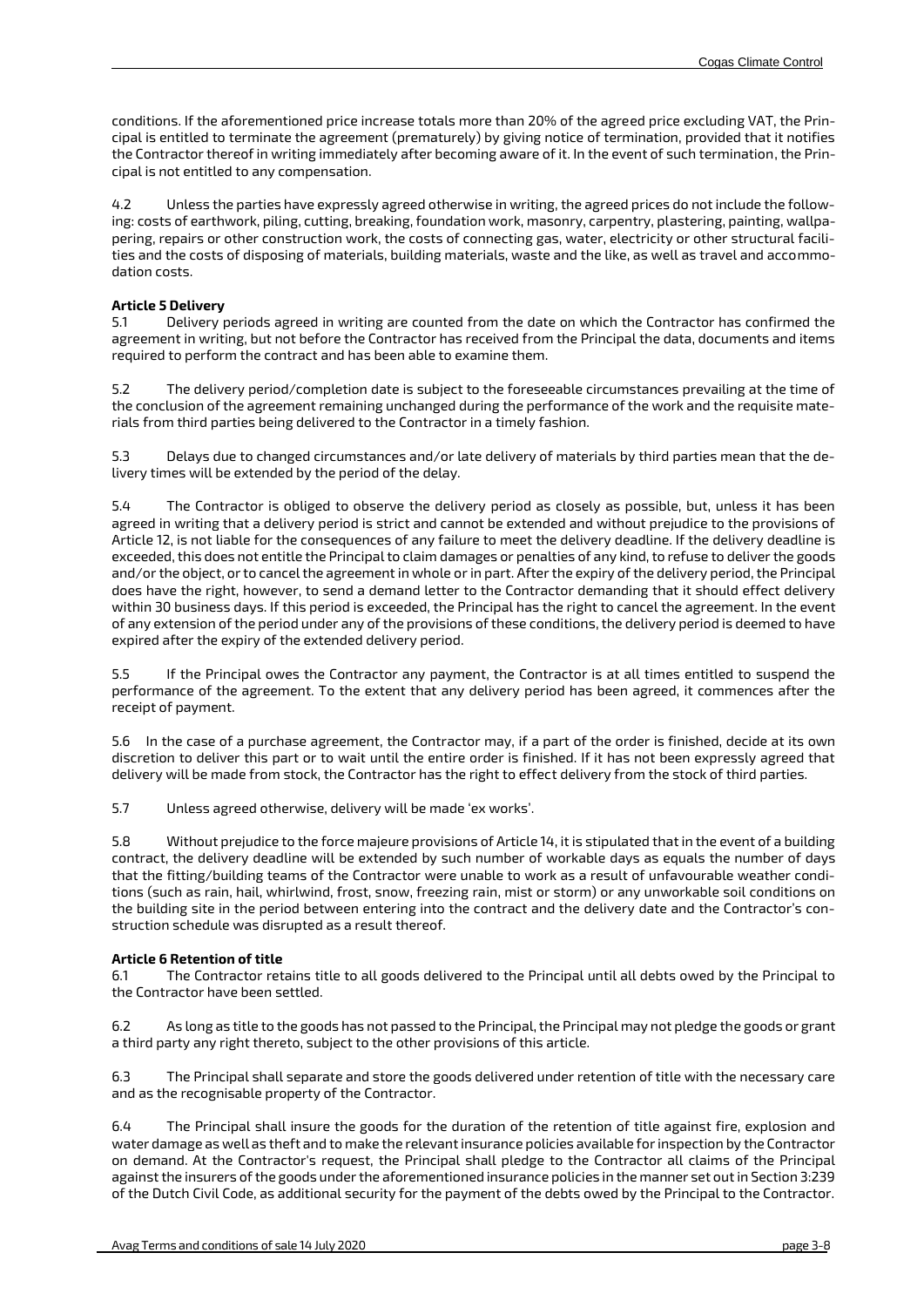conditions. If the aforementioned price increase totals more than 20% of the agreed price excluding VAT, the Principal is entitled to terminate the agreement (prematurely) by giving notice of termination, provided that it notifies the Contractor thereof in writing immediately after becoming aware of it. In the event of such termination, the Principal is not entitled to any compensation.

4.2 Unless the parties have expressly agreed otherwise in writing, the agreed prices do not include the following: costs of earthwork, piling, cutting, breaking, foundation work, masonry, carpentry, plastering, painting, wallpapering, repairs or other construction work, the costs of connecting gas, water, electricity or other structural facilities and the costs of disposing of materials, building materials, waste and the like, as well as travel and accommodation costs.

**Article 5 Delivery**

5.1 Delivery periods agreed in writing are counted from the date on which the Contractor has confirmed the agreement in writing, but not before the Contractor has received from the Principal the data, documents and items required to perform the contract and has been able to examine them.

5.2 The delivery period/completion date is subject to the foreseeable circumstances prevailing at the time of the conclusion of the agreement remaining unchanged during the performance of the work and the requisite materials from third parties being delivered to the Contractor in a timely fashion.

5.3 Delays due to changed circumstances and/or late delivery of materials by third parties mean that the delivery times will be extended by the period of the delay.

5.4 The Contractor is obliged to observe the delivery period as closely as possible, but, unless it has been agreed in writing that a delivery period is strict and cannot be extended and without prejudice to the provisions of Article 12, is not liable for the consequences of any failure to meet the delivery deadline. If the delivery deadline is exceeded, this does not entitle the Principal to claim damages or penalties of any kind, to refuse to deliver the goods and/or the object, or to cancel the agreement in whole or in part. After the expiry of the delivery period, the Principal does have the right, however, to send a demand letter to the Contractor demanding that it should effect delivery within 30 business days. If this period is exceeded, the Principal has the right to cancel the agreement. In the event of any extension of the period under any of the provisions of these conditions, the delivery period is deemed to have expired after the expiry of the extended delivery period.

5.5 If the Principal owes the Contractor any payment, the Contractor is at all times entitled to suspend the performance of the agreement. To the extent that any delivery period has been agreed, it commences after the receipt of payment.

5.6 In the case of a purchase agreement, the Contractor may, if a part of the order is finished, decide at its own discretion to deliver this part or to wait until the entire order is finished. If it has not been expressly agreed that delivery will be made from stock, the Contractor has the right to effect delivery from the stock of third parties.

5.7 Unless agreed otherwise, delivery will be made 'ex works'.

5.8 Without prejudice to the force majeure provisions of Article 14, it is stipulated that in the event of a building contract, the delivery deadline will be extended by such number of workable days as equals the number of days that the fitting/building teams of the Contractor were unable to work as a result of unfavourable weather conditions (such as rain, hail, whirlwind, frost, snow, freezing rain, mist or storm) or any unworkable soil conditions on the building site in the period between entering into the contract and the delivery date and the Contractor's construction schedule was disrupted as a result thereof.

**Article 6 Retention of title**

6.1 The Contractor retains title to all goods delivered to the Principal until all debts owed by the Principal to the Contractor have been settled.

6.2 As long as title to the goods has not passed to the Principal, the Principal may not pledge the goods or grant a third party any right thereto, subject to the other provisions of this article.

6.3 The Principal shall separate and store the goods delivered under retention of title with the necessary care and as the recognisable property of the Contractor.

6.4 The Principal shall insure the goods for the duration of the retention of title against fire, explosion and water damage as well as theft and to make the relevant insurance policies available for inspection by the Contractor on demand. At the Contractor's request, the Principal shall pledge to the Contractor all claims of the Principal against the insurers of the goods under the aforementioned insurance policies in the manner set out in Section 3:239 of the Dutch Civil Code, as additional security for the payment of the debts owed by the Principal to the Contractor.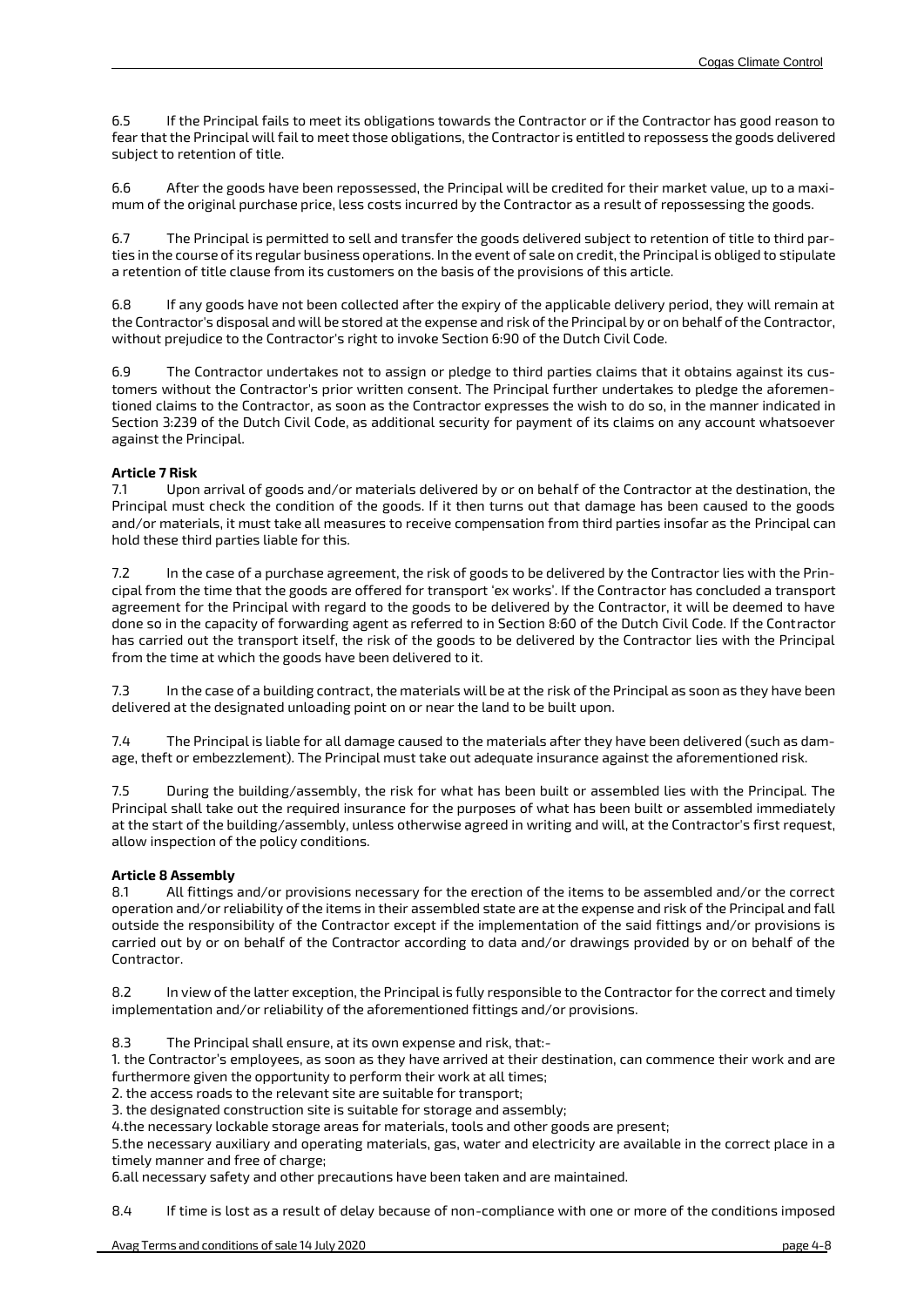6.5 If the Principal fails to meet its obligations towards the Contractor or if the Contractor has good reason to fear that the Principal will fail to meet those obligations, the Contractor is entitled to repossess the goods delivered subject to retention of title.

6.6 After the goods have been repossessed, the Principal will be credited for their market value, up to a maximum of the original purchase price, less costs incurred by the Contractor as a result of repossessing the goods.

6.7 The Principal is permitted to sell and transfer the goods delivered subject to retention of title to third parties in the course of its regular business operations. In the event of sale on credit, the Principal is obliged to stipulate a retention of title clause from its customers on the basis of the provisions of this article.

6.8 If any goods have not been collected after the expiry of the applicable delivery period, they will remain at the Contractor's disposal and will be stored at the expense and risk of the Principal by or on behalf of the Contractor, without prejudice to the Contractor's right to invoke Section 6:90 of the Dutch Civil Code.

6.9 The Contractor undertakes not to assign or pledge to third parties claims that it obtains against its customers without the Contractor's prior written consent. The Principal further undertakes to pledge the aforementioned claims to the Contractor, as soon as the Contractor expresses the wish to do so, in the manner indicated in Section 3:239 of the Dutch Civil Code, as additional security for payment of its claims on any account whatsoever against the Principal.

**Article 7 Risk**

7.1 Upon arrival of goods and/or materials delivered by or on behalf of the Contractor at the destination, the Principal must check the condition of the goods. If it then turns out that damage has been caused to the goods and/or materials, it must take all measures to receive compensation from third parties insofar as the Principal can hold these third parties liable for this.

7.2 In the case of a purchase agreement, the risk of goods to be delivered by the Contractor lies with the Principal from the time that the goods are offered for transport 'ex works'. If the Contractor has concluded a transport agreement for the Principal with regard to the goods to be delivered by the Contractor, it will be deemed to have done so in the capacity of forwarding agent as referred to in Section 8:60 of the Dutch Civil Code. If the Contractor has carried out the transport itself, the risk of the goods to be delivered by the Contractor lies with the Principal from the time at which the goods have been delivered to it.

7.3 In the case of a building contract, the materials will be at the risk of the Principal as soon as they have been delivered at the designated unloading point on or near the land to be built upon.

7.4 The Principal is liable for all damage caused to the materials after they have been delivered (such as damage, theft or embezzlement). The Principal must take out adequate insurance against the aforementioned risk.

7.5 During the building/assembly, the risk for what has been built or assembled lies with the Principal. The Principal shall take out the required insurance for the purposes of what has been built or assembled immediately at the start of the building/assembly, unless otherwise agreed in writing and will, at the Contractor's first request, allow inspection of the policy conditions.

**Article 8 Assembly**

8.1 All fittings and/or provisions necessary for the erection of the items to be assembled and/or the correct operation and/or reliability of the items in their assembled state are at the expense and risk of the Principal and fall outside the responsibility of the Contractor except if the implementation of the said fittings and/or provisions is carried out by or on behalf of the Contractor according to data and/or drawings provided by or on behalf of the Contractor.

8.2 In view of the latter exception, the Principal is fully responsible to the Contractor for the correct and timely implementation and/or reliability of the aforementioned fittings and/or provisions.

8.3 The Principal shall ensure, at its own expense and risk, that:-

1. the Contractor's employees, as soon as they have arrived at their destination, can commence their work and are furthermore given the opportunity to perform their work at all times;
2. the access roads to the relevant site are suitable for transport;
3. the designated construction site is suitable for storage and assembly;
4. the necessary lockable storage areas for materials, tools and other goods are present;
5. the necessary auxiliary and operating materials, gas, water and electricity are available in the correct place in a timely manner and free of charge;
6. all necessary safety and other precautions have been taken and are maintained.

8.4 If time is lost as a result of delay because of non-compliance with one or more of the conditions imposed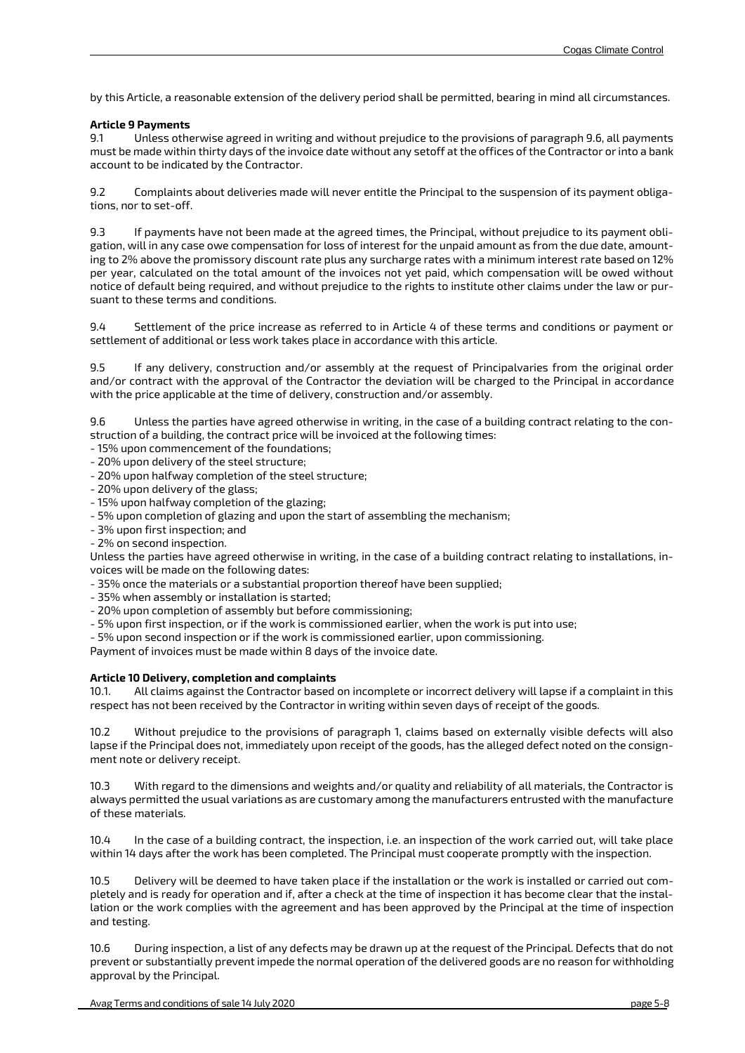by this Article, a reasonable extension of the delivery period shall be permitted, bearing in mind all circumstances.

**Article 9 Payments**

9.1 Unless otherwise agreed in writing and without prejudice to the provisions of paragraph 9.6, all payments must be made within thirty days of the invoice date without any setoff at the offices of the Contractor or into a bank account to be indicated by the Contractor.

9.2 Complaints about deliveries made will never entitle the Principal to the suspension of its payment obligations, nor to set-off.

9.3 If payments have not been made at the agreed times, the Principal, without prejudice to its payment obligation, will in any case owe compensation for loss of interest for the unpaid amount as from the due date, amounting to 2% above the promissory discount rate plus any surcharge rates with a minimum interest rate based on 12% per year, calculated on the total amount of the invoices not yet paid, which compensation will be owed without notice of default being required, and without prejudice to the rights to institute other claims under the law or pursuant to these terms and conditions.

9.4 Settlement of the price increase as referred to in Article 4 of these terms and conditions or payment or settlement of additional or less work takes place in accordance with this article.

9.5 If any delivery, construction and/or assembly at the request of Principalvaries from the original order and/or contract with the approval of the Contractor the deviation will be charged to the Principal in accordance with the price applicable at the time of delivery, construction and/or assembly.

9.6 Unless the parties have agreed otherwise in writing, in the case of a building contract relating to the construction of a building, the contract price will be invoiced at the following times:

- 15% upon commencement of the foundations;
- 20% upon delivery of the steel structure;
- 20% upon halfway completion of the steel structure;
- 20% upon delivery of the glass;
- 15% upon halfway completion of the glazing;
- 5% upon completion of glazing and upon the start of assembling the mechanism;
- 3% upon first inspection; and
- 2% on second inspection.

Unless the parties have agreed otherwise in writing, in the case of a building contract relating to installations, invoices will be made on the following dates:

- 35% once the materials or a substantial proportion thereof have been supplied;
- 35% when assembly or installation is started;
- 20% upon completion of assembly but before commissioning;
- 5% upon first inspection, or if the work is commissioned earlier, when the work is put into use;
- 5% upon second inspection or if the work is commissioned earlier, upon commissioning.

Payment of invoices must be made within 8 days of the invoice date.

**Article 10 Delivery, completion and complaints**

10.1. All claims against the Contractor based on incomplete or incorrect delivery will lapse if a complaint in this respect has not been received by the Contractor in writing within seven days of receipt of the goods.

10.2 Without prejudice to the provisions of paragraph 1, claims based on externally visible defects will also lapse if the Principal does not, immediately upon receipt of the goods, has the alleged defect noted on the consignment note or delivery receipt.

10.3 With regard to the dimensions and weights and/or quality and reliability of all materials, the Contractor is always permitted the usual variations as are customary among the manufacturers entrusted with the manufacture of these materials.

10.4 In the case of a building contract, the inspection, i.e. an inspection of the work carried out, will take place within 14 days after the work has been completed. The Principal must cooperate promptly with the inspection.

10.5 Delivery will be deemed to have taken place if the installation or the work is installed or carried out completely and is ready for operation and if, after a check at the time of inspection it has become clear that the installation or the work complies with the agreement and has been approved by the Principal at the time of inspection and testing.

10.6 During inspection, a list of any defects may be drawn up at the request of the Principal. Defects that do not prevent or substantially prevent impede the normal operation of the delivered goods are no reason for withholding approval by the Principal.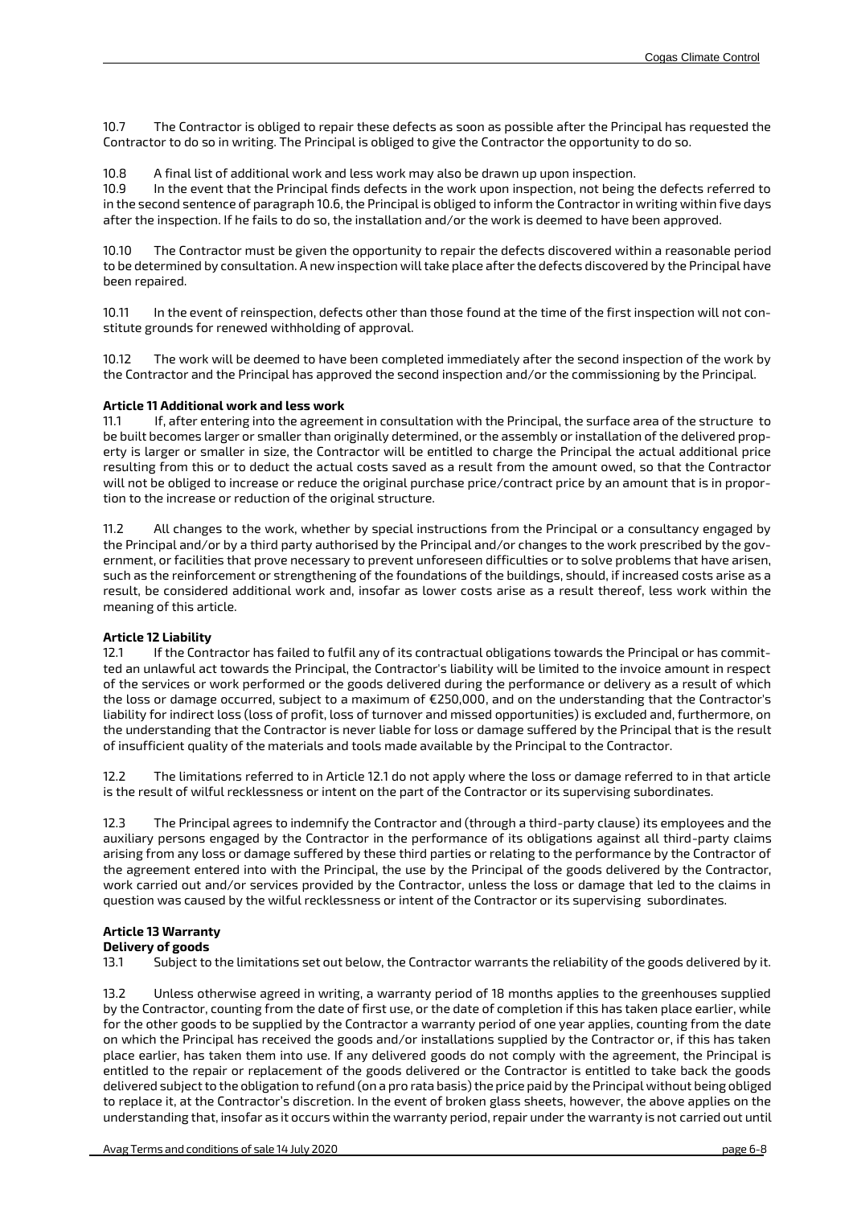10.7 The Contractor is obliged to repair these defects as soon as possible after the Principal has requested the Contractor to do so in writing. The Principal is obliged to give the Contractor the opportunity to do so.

10.8 A final list of additional work and less work may also be drawn up upon inspection.

10.9 In the event that the Principal finds defects in the work upon inspection, not being the defects referred to in the second sentence of paragraph 10.6, the Principal is obliged to inform the Contractor in writing within five days after the inspection. If he fails to do so, the installation and/or the work is deemed to have been approved.

10.10 The Contractor must be given the opportunity to repair the defects discovered within a reasonable period to be determined by consultation. A new inspection will take place after the defects discovered by the Principal have been repaired.

10.11 In the event of reinspection, defects other than those found at the time of the first inspection will not constitute grounds for renewed withholding of approval.

10.12 The work will be deemed to have been completed immediately after the second inspection of the work by the Contractor and the Principal has approved the second inspection and/or the commissioning by the Principal.

**Article 11 Additional work and less work**

11.1 If, after entering into the agreement in consultation with the Principal, the surface area of the structure to be built becomes larger or smaller than originally determined, or the assembly or installation of the delivered property is larger or smaller in size, the Contractor will be entitled to charge the Principal the actual additional price resulting from this or to deduct the actual costs saved as a result from the amount owed, so that the Contractor will not be obliged to increase or reduce the original purchase price/contract price by an amount that is in proportion to the increase or reduction of the original structure.

11.2 All changes to the work, whether by special instructions from the Principal or a consultancy engaged by the Principal and/or by a third party authorised by the Principal and/or changes to the work prescribed by the government, or facilities that prove necessary to prevent unforeseen difficulties or to solve problems that have arisen, such as the reinforcement or strengthening of the foundations of the buildings, should, if increased costs arise as a result, be considered additional work and, insofar as lower costs arise as a result thereof, less work within the meaning of this article.

**Article 12 Liability**

12.1 If the Contractor has failed to fulfil any of its contractual obligations towards the Principal or has committed an unlawful act towards the Principal, the Contractor's liability will be limited to the invoice amount in respect of the services or work performed or the goods delivered during the performance or delivery as a result of which the loss or damage occurred, subject to a maximum of €250,000, and on the understanding that the Contractor's liability for indirect loss (loss of profit, loss of turnover and missed opportunities) is excluded and, furthermore, on the understanding that the Contractor is never liable for loss or damage suffered by the Principal that is the result of insufficient quality of the materials and tools made available by the Principal to the Contractor.

12.2 The limitations referred to in Article 12.1 do not apply where the loss or damage referred to in that article is the result of wilful recklessness or intent on the part of the Contractor or its supervising subordinates.

12.3 The Principal agrees to indemnify the Contractor and (through a third-party clause) its employees and the auxiliary persons engaged by the Contractor in the performance of its obligations against all third-party claims arising from any loss or damage suffered by these third parties or relating to the performance by the Contractor of the agreement entered into with the Principal, the use by the Principal of the goods delivered by the Contractor, work carried out and/or services provided by the Contractor, unless the loss or damage that led to the claims in question was caused by the wilful recklessness or intent of the Contractor or its supervising subordinates.

**Article 13 Warranty**

**Delivery of goods**

13.1 Subject to the limitations set out below, the Contractor warrants the reliability of the goods delivered by it.

13.2 Unless otherwise agreed in writing, a warranty period of 18 months applies to the greenhouses supplied by the Contractor, counting from the date of first use, or the date of completion if this has taken place earlier, while for the other goods to be supplied by the Contractor a warranty period of one year applies, counting from the date on which the Principal has received the goods and/or installations supplied by the Contractor or, if this has taken place earlier, has taken them into use. If any delivered goods do not comply with the agreement, the Principal is entitled to the repair or replacement of the goods delivered or the Contractor is entitled to take back the goods delivered subject to the obligation to refund (on a pro rata basis) the price paid by the Principal without being obliged to replace it, at the Contractor's discretion. In the event of broken glass sheets, however, the above applies on the understanding that, insofar as it occurs within the warranty period, repair under the warranty is not carried out until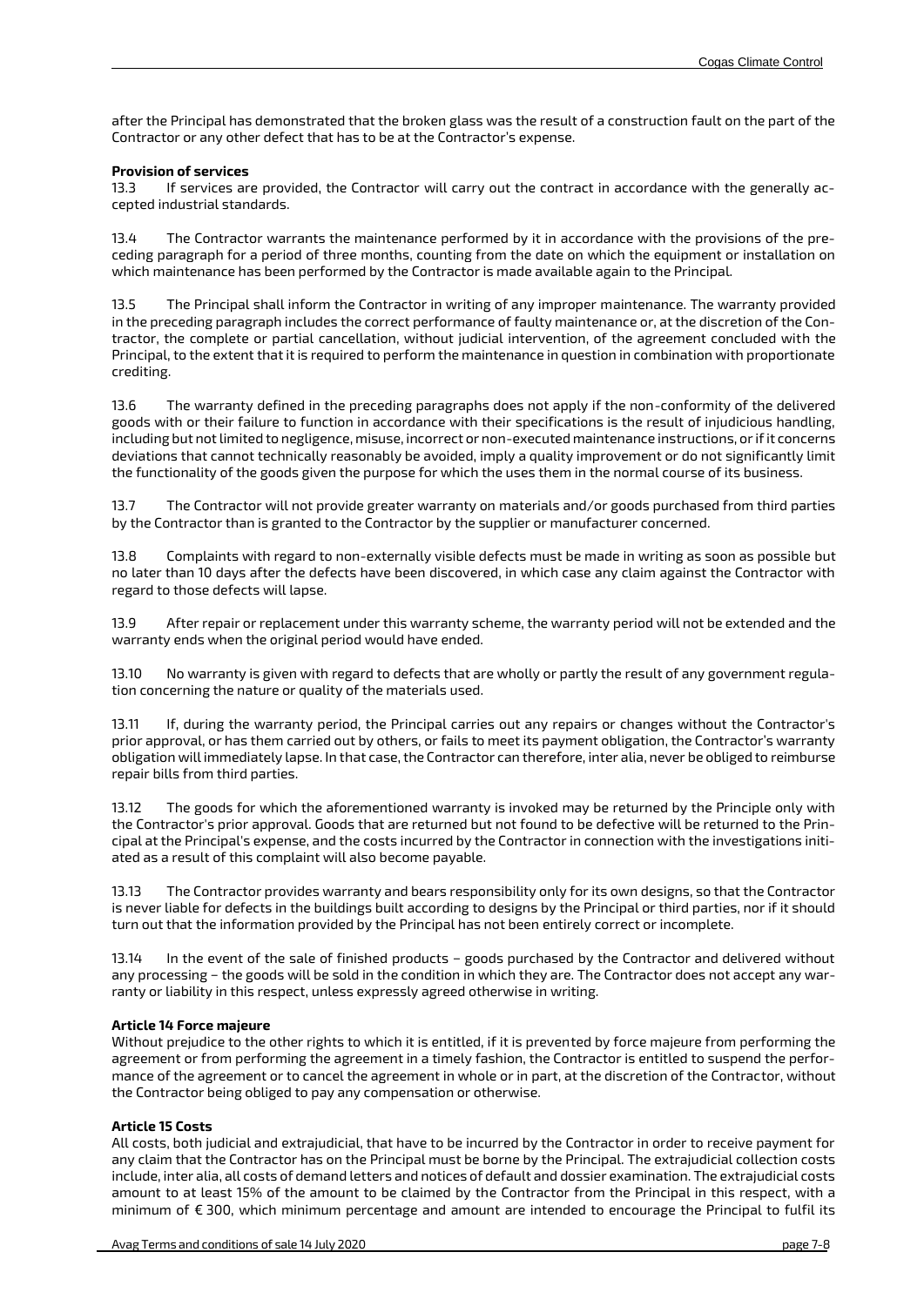after the Principal has demonstrated that the broken glass was the result of a construction fault on the part of the Contractor or any other defect that has to be at the Contractor's expense.

**Provision of services**

13.3 If services are provided, the Contractor will carry out the contract in accordance with the generally accepted industrial standards.

13.4 The Contractor warrants the maintenance performed by it in accordance with the provisions of the preceding paragraph for a period of three months, counting from the date on which the equipment or installation on which maintenance has been performed by the Contractor is made available again to the Principal.

13.5 The Principal shall inform the Contractor in writing of any improper maintenance. The warranty provided in the preceding paragraph includes the correct performance of faulty maintenance or, at the discretion of the Contractor, the complete or partial cancellation, without judicial intervention, of the agreement concluded with the Principal, to the extent that it is required to perform the maintenance in question in combination with proportionate crediting.

13.6 The warranty defined in the preceding paragraphs does not apply if the non-conformity of the delivered goods with or their failure to function in accordance with their specifications is the result of injudicious handling, including but not limited to negligence, misuse, incorrect or non-executed maintenance instructions, or if it concerns deviations that cannot technically reasonably be avoided, imply a quality improvement or do not significantly limit the functionality of the goods given the purpose for which the uses them in the normal course of its business.

13.7 The Contractor will not provide greater warranty on materials and/or goods purchased from third parties by the Contractor than is granted to the Contractor by the supplier or manufacturer concerned.

13.8 Complaints with regard to non-externally visible defects must be made in writing as soon as possible but no later than 10 days after the defects have been discovered, in which case any claim against the Contractor with regard to those defects will lapse.

13.9 After repair or replacement under this warranty scheme, the warranty period will not be extended and the warranty ends when the original period would have ended.

13.10 No warranty is given with regard to defects that are wholly or partly the result of any government regulation concerning the nature or quality of the materials used.

13.11 If, during the warranty period, the Principal carries out any repairs or changes without the Contractor's prior approval, or has them carried out by others, or fails to meet its payment obligation, the Contractor's warranty obligation will immediately lapse. In that case, the Contractor can therefore, inter alia, never be obliged to reimburse repair bills from third parties.

13.12 The goods for which the aforementioned warranty is invoked may be returned by the Principle only with the Contractor's prior approval. Goods that are returned but not found to be defective will be returned to the Principal at the Principal's expense, and the costs incurred by the Contractor in connection with the investigations initiated as a result of this complaint will also become payable.

13.13 The Contractor provides warranty and bears responsibility only for its own designs, so that the Contractor is never liable for defects in the buildings built according to designs by the Principal or third parties, nor if it should turn out that the information provided by the Principal has not been entirely correct or incomplete.

13.14 In the event of the sale of finished products – goods purchased by the Contractor and delivered without any processing – the goods will be sold in the condition in which they are. The Contractor does not accept any warranty or liability in this respect, unless expressly agreed otherwise in writing.

**Article 14 Force majeure**

Without prejudice to the other rights to which it is entitled, if it is prevented by force majeure from performing the agreement or from performing the agreement in a timely fashion, the Contractor is entitled to suspend the performance of the agreement or to cancel the agreement in whole or in part, at the discretion of the Contractor, without the Contractor being obliged to pay any compensation or otherwise.

**Article 15 Costs**

All costs, both judicial and extrajudicial, that have to be incurred by the Contractor in order to receive payment for any claim that the Contractor has on the Principal must be borne by the Principal. The extrajudicial collection costs include, inter alia, all costs of demand letters and notices of default and dossier examination. The extrajudicial costs amount to at least 15% of the amount to be claimed by the Contractor from the Principal in this respect, with a minimum of € 300, which minimum percentage and amount are intended to encourage the Principal to fulfil its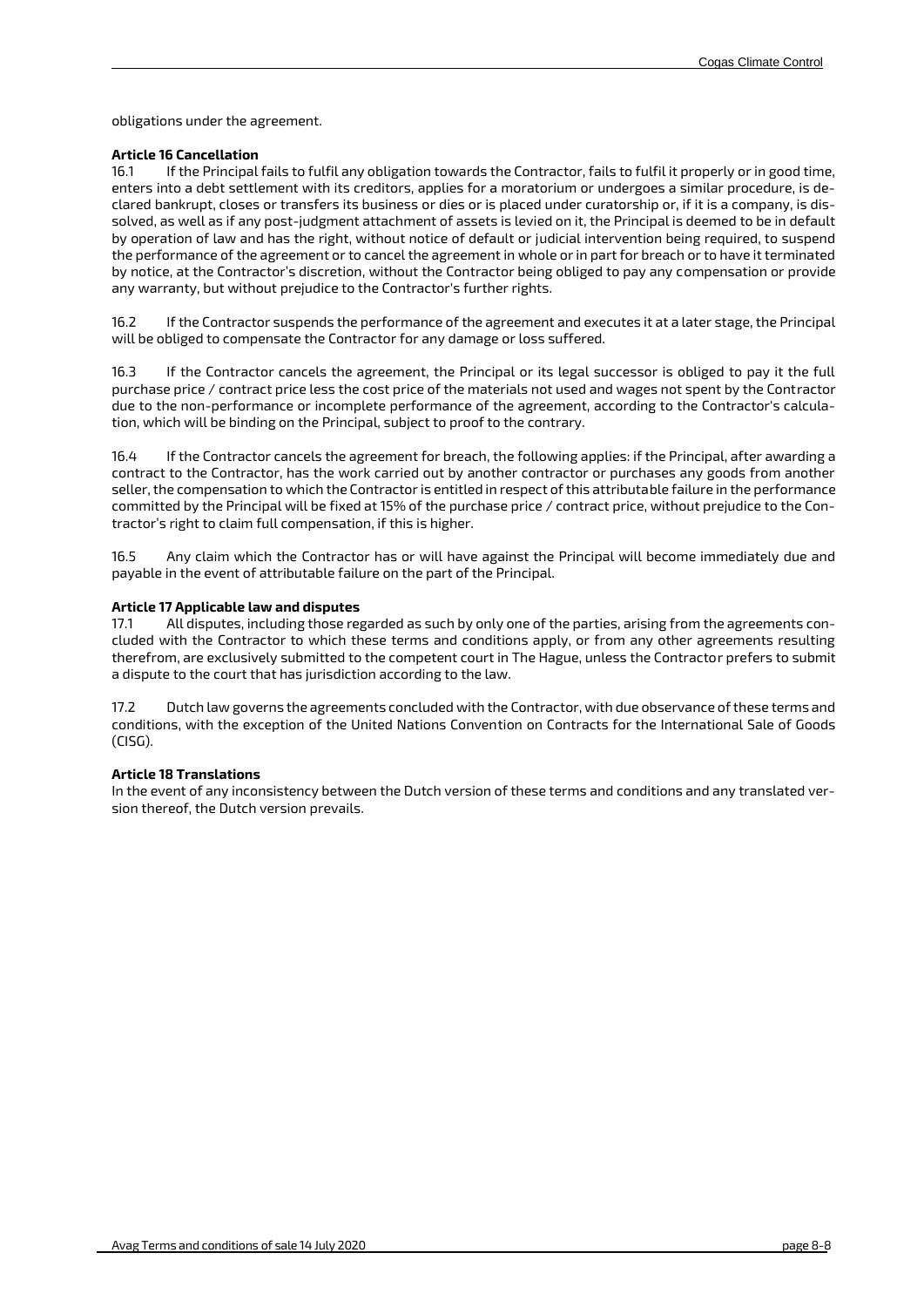obligations under the agreement.

**Article 16 Cancellation**

16.1 If the Principal fails to fulfil any obligation towards the Contractor, fails to fulfil it properly or in good time, enters into a debt settlement with its creditors, applies for a moratorium or undergoes a similar procedure, is declared bankrupt, closes or transfers its business or dies or is placed under curatorship or, if it is a company, is dissolved, as well as if any post-judgment attachment of assets is levied on it, the Principal is deemed to be in default by operation of law and has the right, without notice of default or judicial intervention being required, to suspend the performance of the agreement or to cancel the agreement in whole or in part for breach or to have it terminated by notice, at the Contractor's discretion, without the Contractor being obliged to pay any compensation or provide any warranty, but without prejudice to the Contractor's further rights.

16.2 If the Contractor suspends the performance of the agreement and executes it at a later stage, the Principal will be obliged to compensate the Contractor for any damage or loss suffered.

16.3 If the Contractor cancels the agreement, the Principal or its legal successor is obliged to pay it the full purchase price / contract price less the cost price of the materials not used and wages not spent by the Contractor due to the non-performance or incomplete performance of the agreement, according to the Contractor's calculation, which will be binding on the Principal, subject to proof to the contrary.

16.4 If the Contractor cancels the agreement for breach, the following applies: if the Principal, after awarding a contract to the Contractor, has the work carried out by another contractor or purchases any goods from another seller, the compensation to which the Contractor is entitled in respect of this attributable failure in the performance committed by the Principal will be fixed at 15% of the purchase price / contract price, without prejudice to the Contractor's right to claim full compensation, if this is higher.

16.5 Any claim which the Contractor has or will have against the Principal will become immediately due and payable in the event of attributable failure on the part of the Principal.

**Article 17 Applicable law and disputes**

17.1 All disputes, including those regarded as such by only one of the parties, arising from the agreements concluded with the Contractor to which these terms and conditions apply, or from any other agreements resulting therefrom, are exclusively submitted to the competent court in The Hague, unless the Contractor prefers to submit a dispute to the court that has jurisdiction according to the law.

17.2 Dutch law governs the agreements concluded with the Contractor, with due observance of these terms and conditions, with the exception of the United Nations Convention on Contracts for the International Sale of Goods (CISG).

**Article 18 Translations**

In the event of any inconsistency between the Dutch version of these terms and conditions and any translated version thereof, the Dutch version prevails.